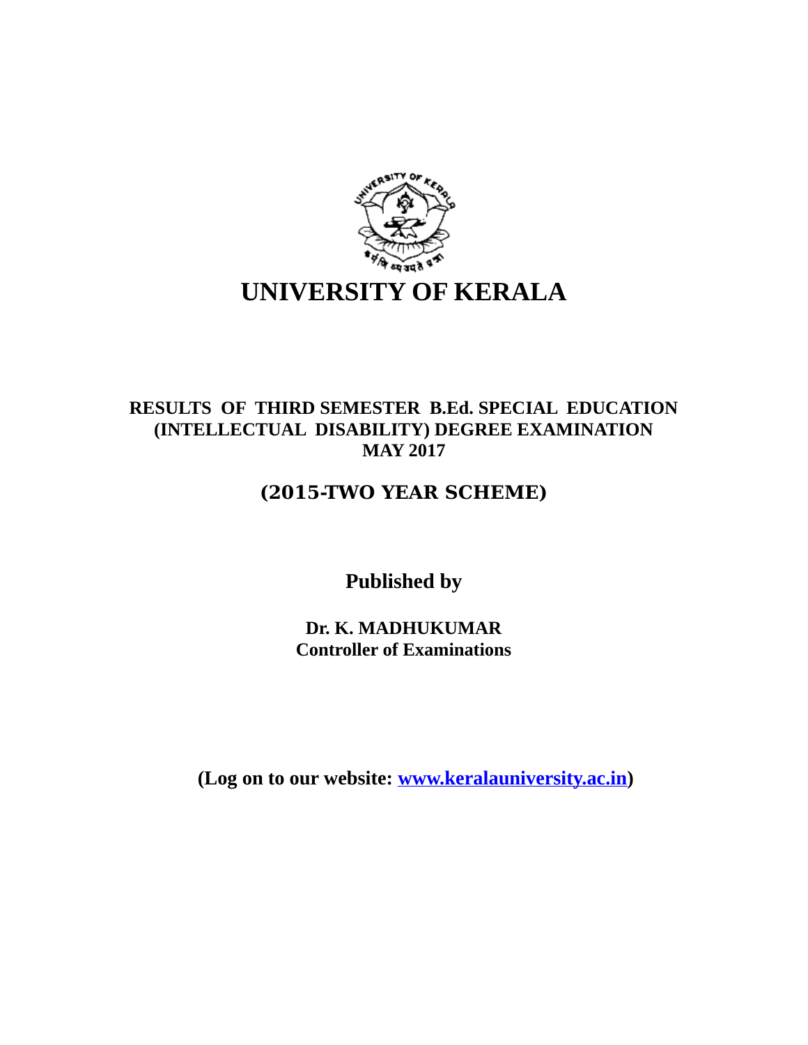# UNIVERSITY OF KERALA

## RESULTS OF THIRD SEMESTER B.Ed. SPECIAL EDUCATION (INTELLECTUAL DISABILITY) DEGREE EXAMINATION MAY 2017

## (2015-TWO YEAR SCHEME)

**Published by**

**Dr. K. MADHUKUMAR**
**Controller of Examinations**

**(Log on to our website: www.keralauniversity.ac.in)**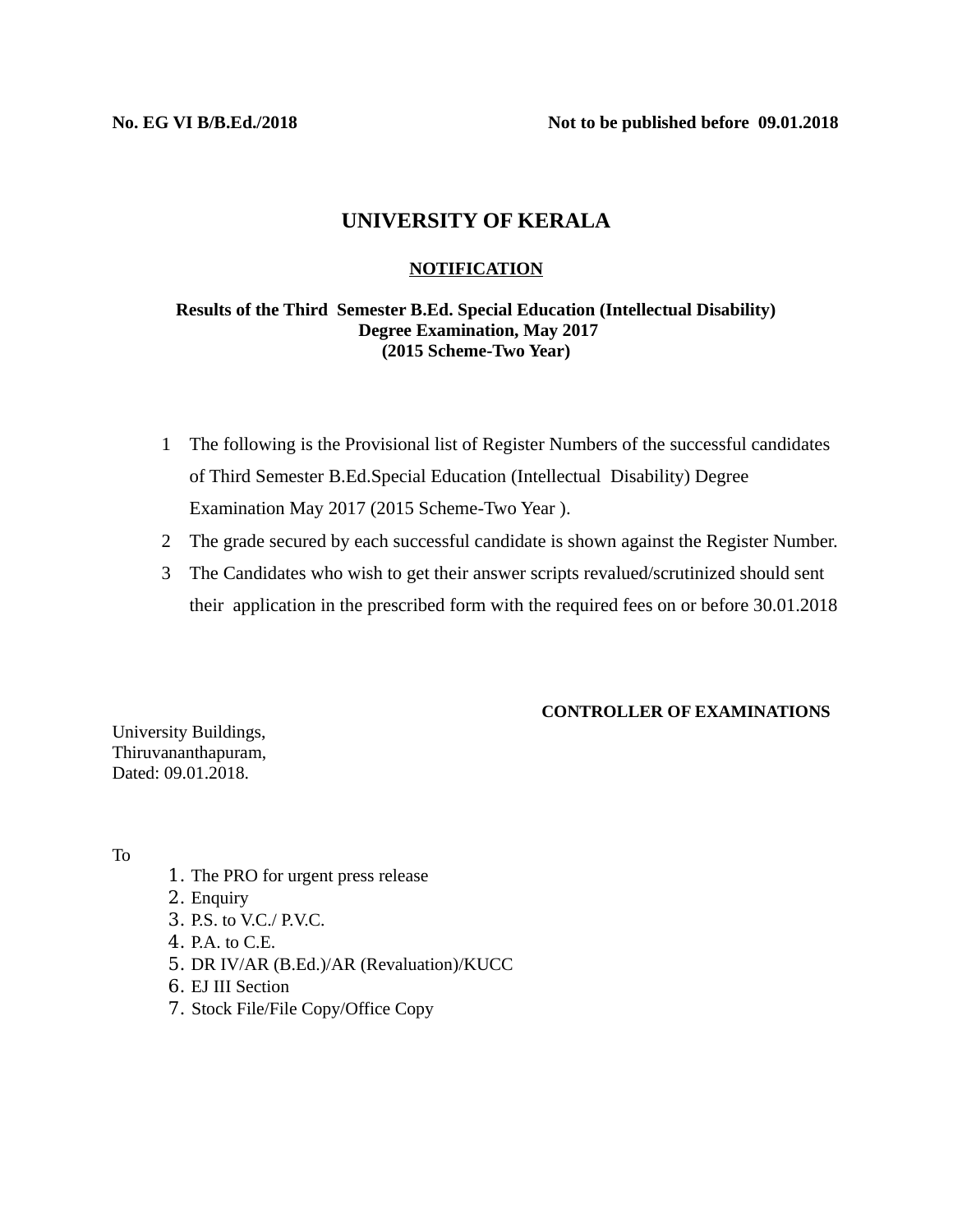**No. EG VI B/B.Ed./2018** **Not to be published before 09.01.2018**

# UNIVERSITY OF KERALA

## NOTIFICATION

**Results of the Third Semester B.Ed. Special Education (Intellectual Disability) Degree Examination, May 2017 (2015 Scheme-Two Year)**

1. The following is the Provisional list of Register Numbers of the successful candidates of Third Semester B.Ed.Special Education (Intellectual Disability) Degree Examination May 2017 (2015 Scheme-Two Year ).
2. The grade secured by each successful candidate is shown against the Register Number.
3. The Candidates who wish to get their answer scripts revalued/scrutinized should sent their application in the prescribed form with the required fees on or before 30.01.2018

**CONTROLLER OF EXAMINATIONS**

University Buildings,
Thiruvananthapuram,
Dated: 09.01.2018.

To

1. The PRO for urgent press release
2. Enquiry
3. P.S. to V.C./ P.V.C.
4. P.A. to C.E.
5. DR IV/AR (B.Ed.)/AR (Revaluation)/KUCC
6. EJ III Section
7. Stock File/File Copy/Office Copy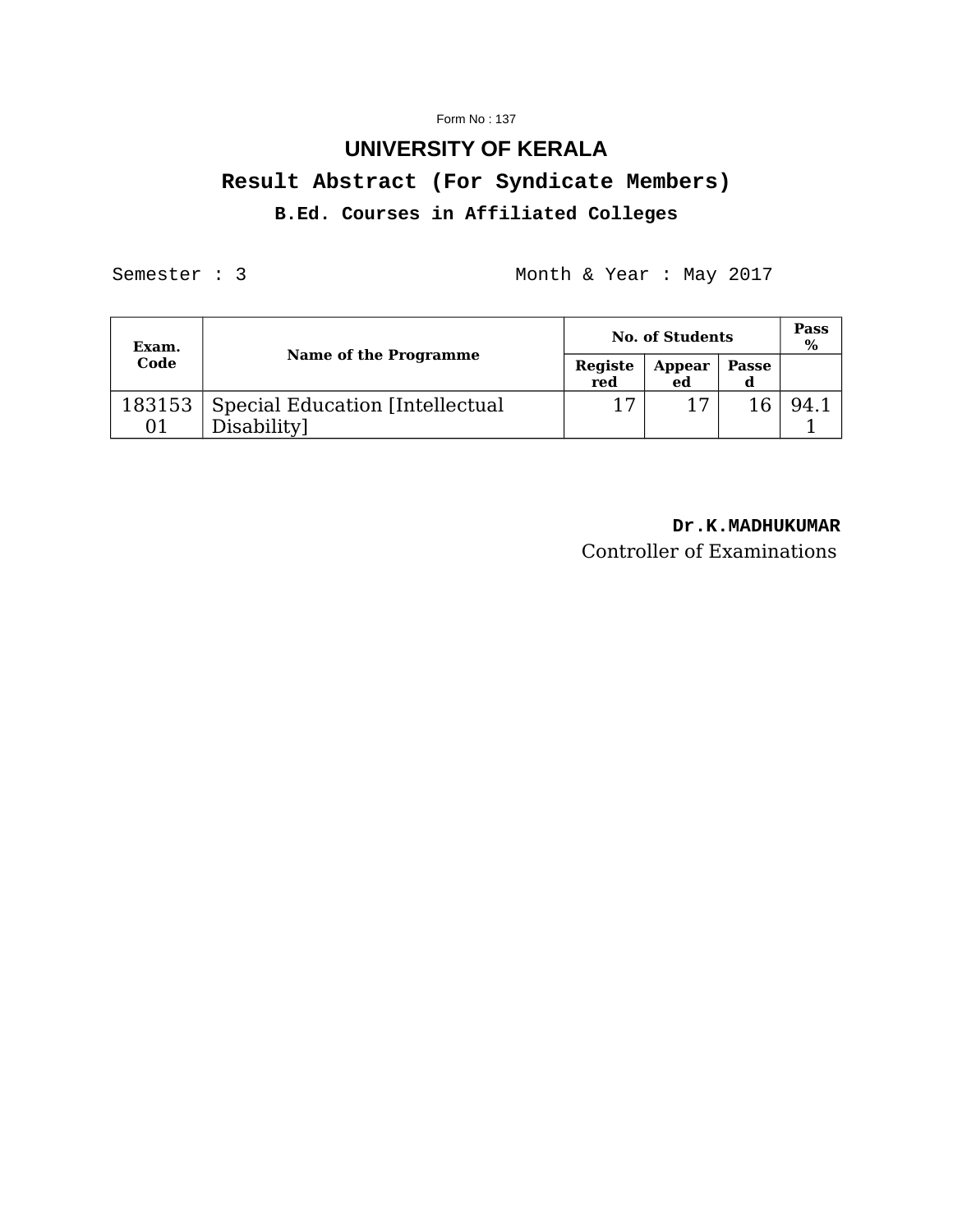Form No : 137

# UNIVERSITY OF KERALA

## Result Abstract (For Syndicate Members)

### B.Ed. Courses in Affiliated Colleges

Semester : 3　　　　　　　　　　Month & Year : May 2017

| Exam. Code | Name of the Programme | No. of Students | | | Pass % |
|---|---|---|---|---|---|
| | | Registered | Appeared | Passed | |
| 18315301 | Special Education [Intellectual Disability] | 17 | 17 | 16 | 94.11 |

**Dr.K.MADHUKUMAR**
Controller of Examinations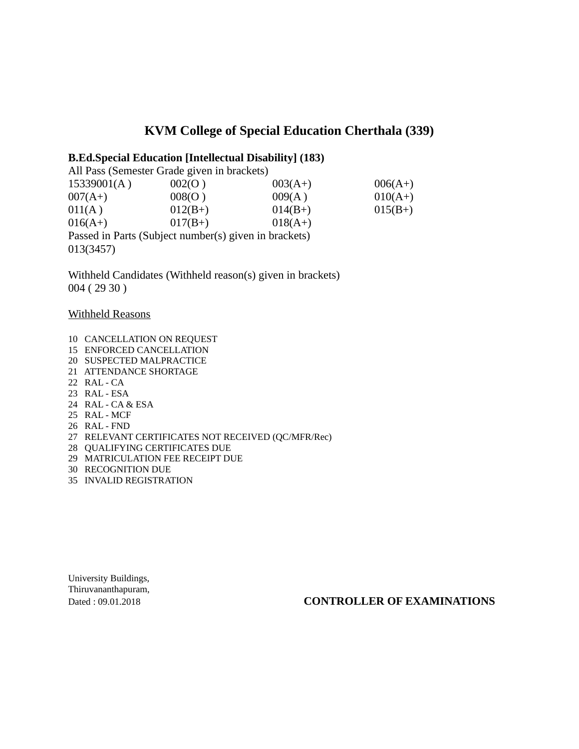## KVM College of Special Education Cherthala (339)

**B.Ed.Special Education [Intellectual Disability] (183)**

All Pass (Semester Grade given in brackets)

| | | | |
|---|---|---|---|
| 15339001(A ) | 002(O ) | 003(A+) | 006(A+) |
| 007(A+) | 008(O ) | 009(A ) | 010(A+) |
| 011(A ) | 012(B+) | 014(B+) | 015(B+) |
| 016(A+) | 017(B+) | 018(A+) | |

Passed in Parts (Subject number(s) given in brackets)

013(3457)

Withheld Candidates (Withheld reason(s) given in brackets)

004 ( 29 30 )

Withheld Reasons

10 CANCELLATION ON REQUEST
15 ENFORCED CANCELLATION
20 SUSPECTED MALPRACTICE
21 ATTENDANCE SHORTAGE
22 RAL - CA
23 RAL - ESA
24 RAL - CA & ESA
25 RAL - MCF
26 RAL - FND
27 RELEVANT CERTIFICATES NOT RECEIVED (QC/MFR/Rec)
28 QUALIFYING CERTIFICATES DUE
29 MATRICULATION FEE RECEIPT DUE
30 RECOGNITION DUE
35 INVALID REGISTRATION

University Buildings,
Thiruvananthapuram,
Dated : 09.01.2018

**CONTROLLER OF EXAMINATIONS**